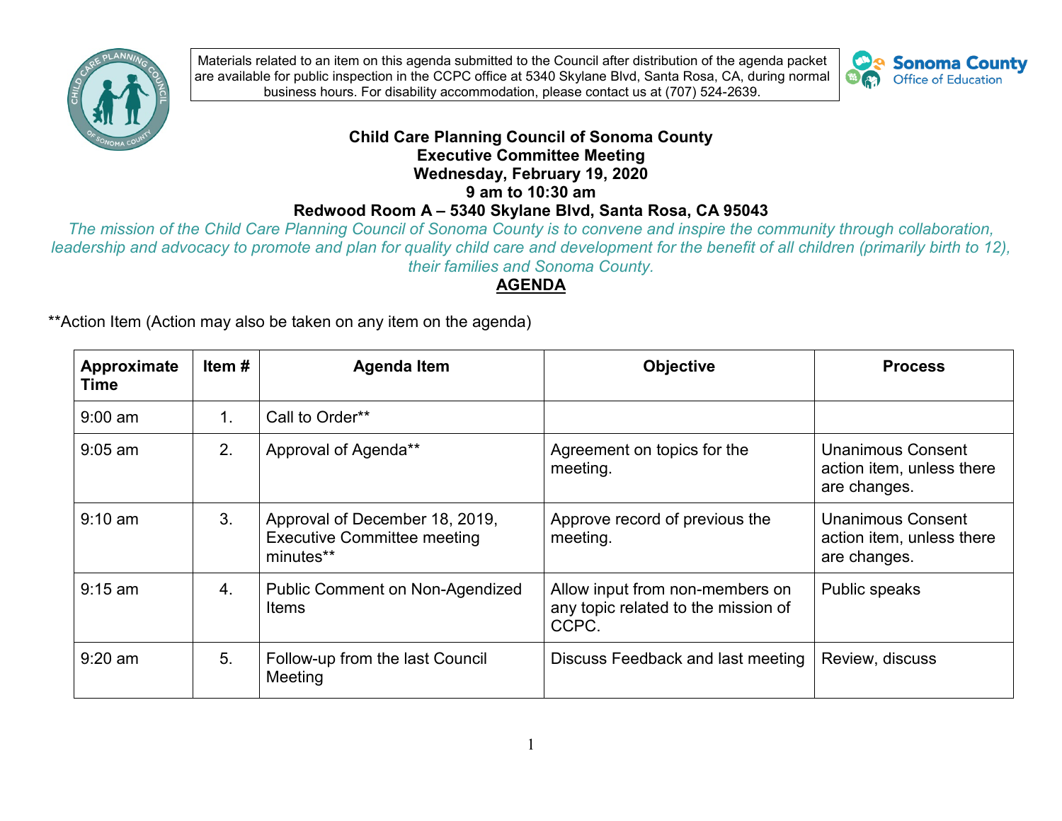Materials related to an item on this agenda submitted to the Council after distribution of the agenda packet are available for public inspection in the CCPC office at 5340 Skylane Blvd, Santa Rosa, CA, during normal business hours. For disability accommodation, please contact us at (707) 524-2639.

# Child Care Planning Council of Sonoma County
## Executive Committee Meeting
### Wednesday, February 19, 2020
### 9 am to 10:30 am
### Redwood Room A – 5340 Skylane Blvd, Santa Rosa, CA 95043

*The mission of the Child Care Planning Council of Sonoma County is to convene and inspire the community through collaboration, leadership and advocacy to promote and plan for quality child care and development for the benefit of all children (primarily birth to 12), their families and Sonoma County.*

**AGENDA**

**Action Item (Action may also be taken on any item on the agenda)

| Approximate Time | Item # | Agenda Item | Objective | Process |
|---|---|---|---|---|
| 9:00 am | 1. | Call to Order** | | |
| 9:05 am | 2. | Approval of Agenda** | Agreement on topics for the meeting. | Unanimous Consent action item, unless there are changes. |
| 9:10 am | 3. | Approval of December 18, 2019, Executive Committee meeting minutes** | Approve record of previous the meeting. | Unanimous Consent action item, unless there are changes. |
| 9:15 am | 4. | Public Comment on Non-Agendized Items | Allow input from non-members on any topic related to the mission of CCPC. | Public speaks |
| 9:20 am | 5. | Follow-up from the last Council Meeting | Discuss Feedback and last meeting | Review, discuss |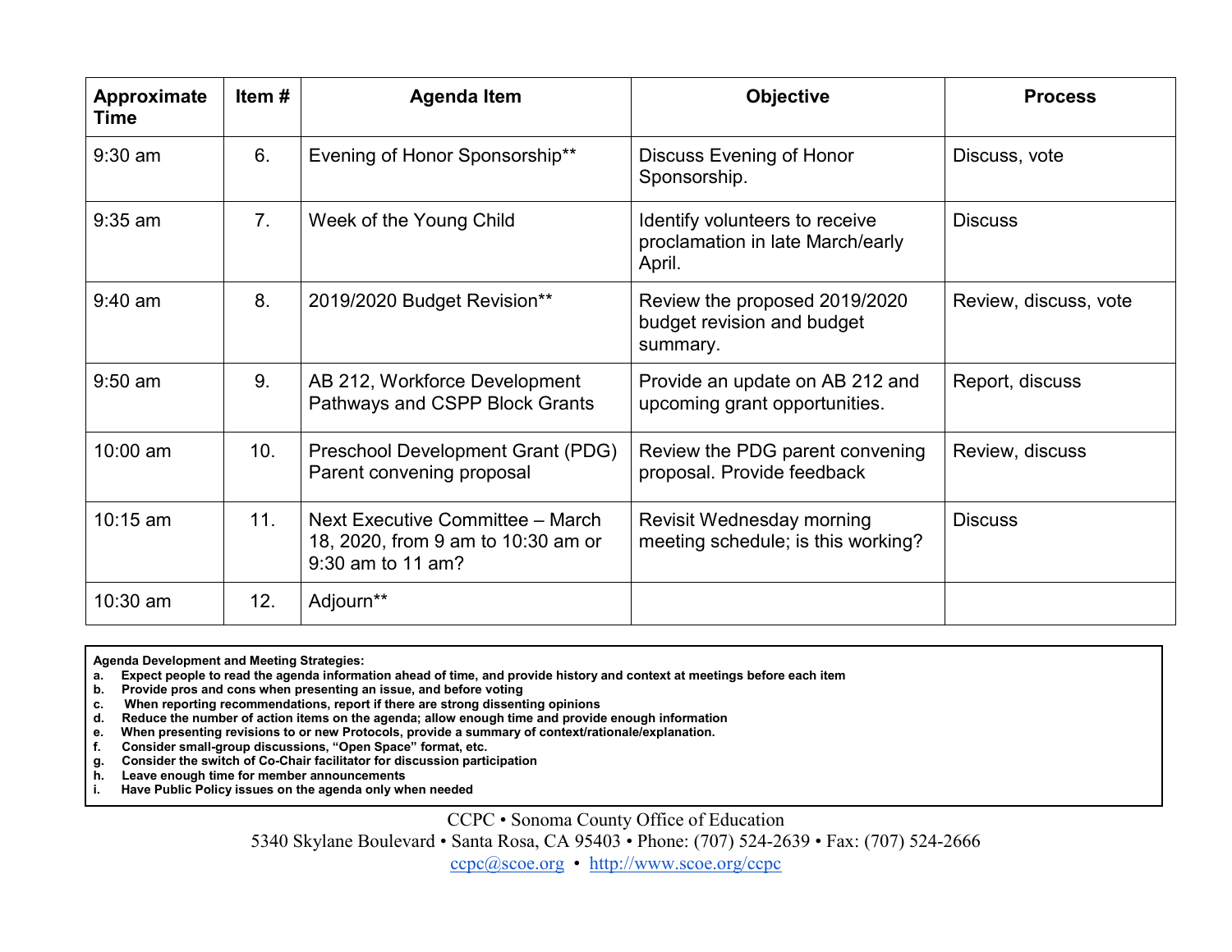| Approximate Time | Item # | Agenda Item | Objective | Process |
|---|---|---|---|---|
| 9:30 am | 6. | Evening of Honor Sponsorship** | Discuss Evening of Honor Sponsorship. | Discuss, vote |
| 9:35 am | 7. | Week of the Young Child | Identify volunteers to receive proclamation in late March/early April. | Discuss |
| 9:40 am | 8. | 2019/2020 Budget Revision** | Review the proposed 2019/2020 budget revision and budget summary. | Review, discuss, vote |
| 9:50 am | 9. | AB 212, Workforce Development Pathways and CSPP Block Grants | Provide an update on AB 212 and upcoming grant opportunities. | Report, discuss |
| 10:00 am | 10. | Preschool Development Grant (PDG) Parent convening proposal | Review the PDG parent convening proposal. Provide feedback | Review, discuss |
| 10:15 am | 11. | Next Executive Committee – March 18, 2020, from 9 am to 10:30 am or 9:30 am to 11 am? | Revisit Wednesday morning meeting schedule; is this working? | Discuss |
| 10:30 am | 12. | Adjourn** | | |

**Agenda Development and Meeting Strategies:**

- **a. Expect people to read the agenda information ahead of time, and provide history and context at meetings before each item**
- **b. Provide pros and cons when presenting an issue, and before voting**
- **c. When reporting recommendations, report if there are strong dissenting opinions**
- **d. Reduce the number of action items on the agenda; allow enough time and provide enough information**
- **e. When presenting revisions to or new Protocols, provide a summary of context/rationale/explanation.**
- **f. Consider small-group discussions, "Open Space" format, etc.**
- **g. Consider the switch of Co-Chair facilitator for discussion participation**
- **h. Leave enough time for member announcements**
- **i. Have Public Policy issues on the agenda only when needed**

CCPC • Sonoma County Office of Education
5340 Skylane Boulevard • Santa Rosa, CA 95403 • Phone: (707) 524-2639 • Fax: (707) 524-2666
ccpc@scoe.org • http://www.scoe.org/ccpc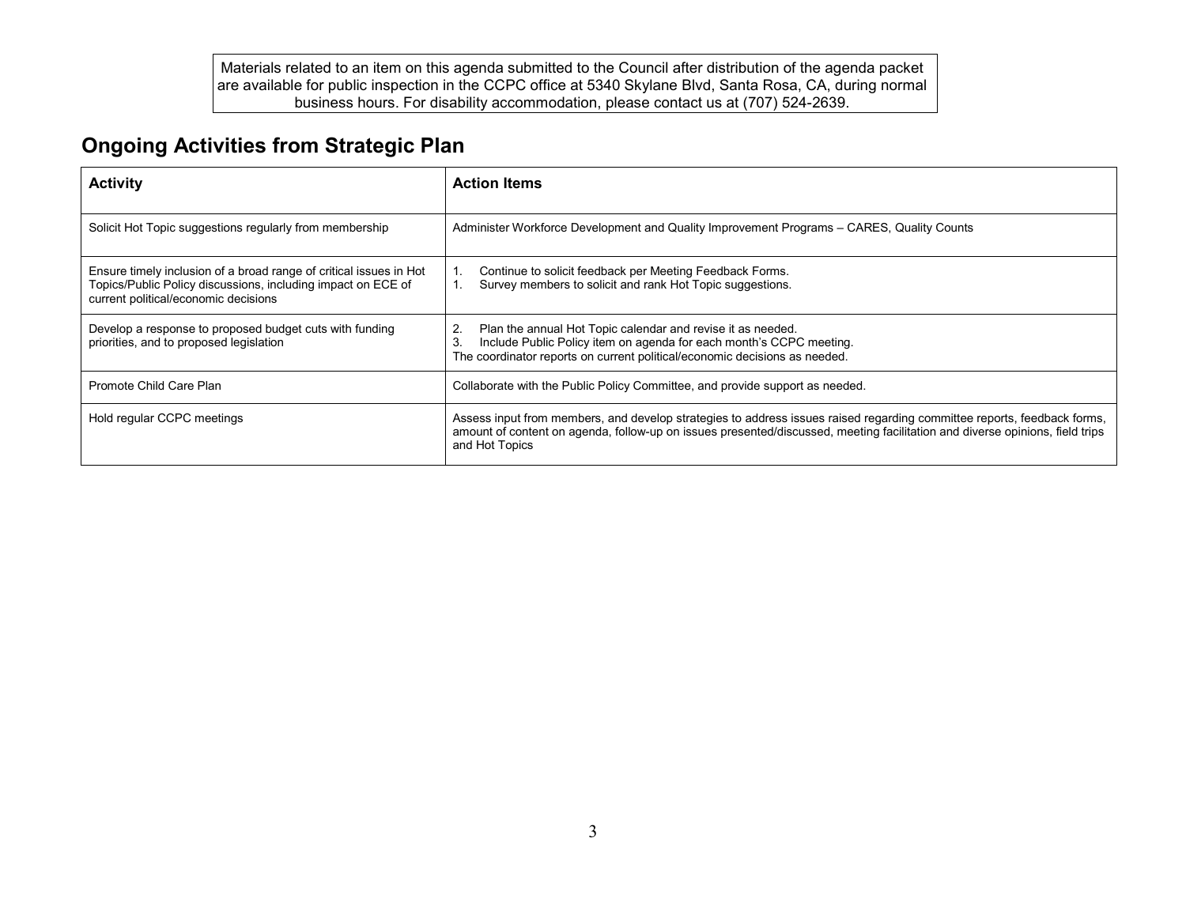Materials related to an item on this agenda submitted to the Council after distribution of the agenda packet are available for public inspection in the CCPC office at 5340 Skylane Blvd, Santa Rosa, CA, during normal business hours. For disability accommodation, please contact us at (707) 524-2639.

## Ongoing Activities from Strategic Plan

| Activity | Action Items |
|---|---|
| Solicit Hot Topic suggestions regularly from membership | Administer Workforce Development and Quality Improvement Programs – CARES, Quality Counts |
| Ensure timely inclusion of a broad range of critical issues in Hot Topics/Public Policy discussions, including impact on ECE of current political/economic decisions | 1. Continue to solicit feedback per Meeting Feedback Forms.<br>1. Survey members to solicit and rank Hot Topic suggestions. |
| Develop a response to proposed budget cuts with funding priorities, and to proposed legislation | 2. Plan the annual Hot Topic calendar and revise it as needed.<br>3. Include Public Policy item on agenda for each month's CCPC meeting.<br>The coordinator reports on current political/economic decisions as needed. |
| Promote Child Care Plan | Collaborate with the Public Policy Committee, and provide support as needed. |
| Hold regular CCPC meetings | Assess input from members, and develop strategies to address issues raised regarding committee reports, feedback forms, amount of content on agenda, follow-up on issues presented/discussed, meeting facilitation and diverse opinions, field trips and Hot Topics |